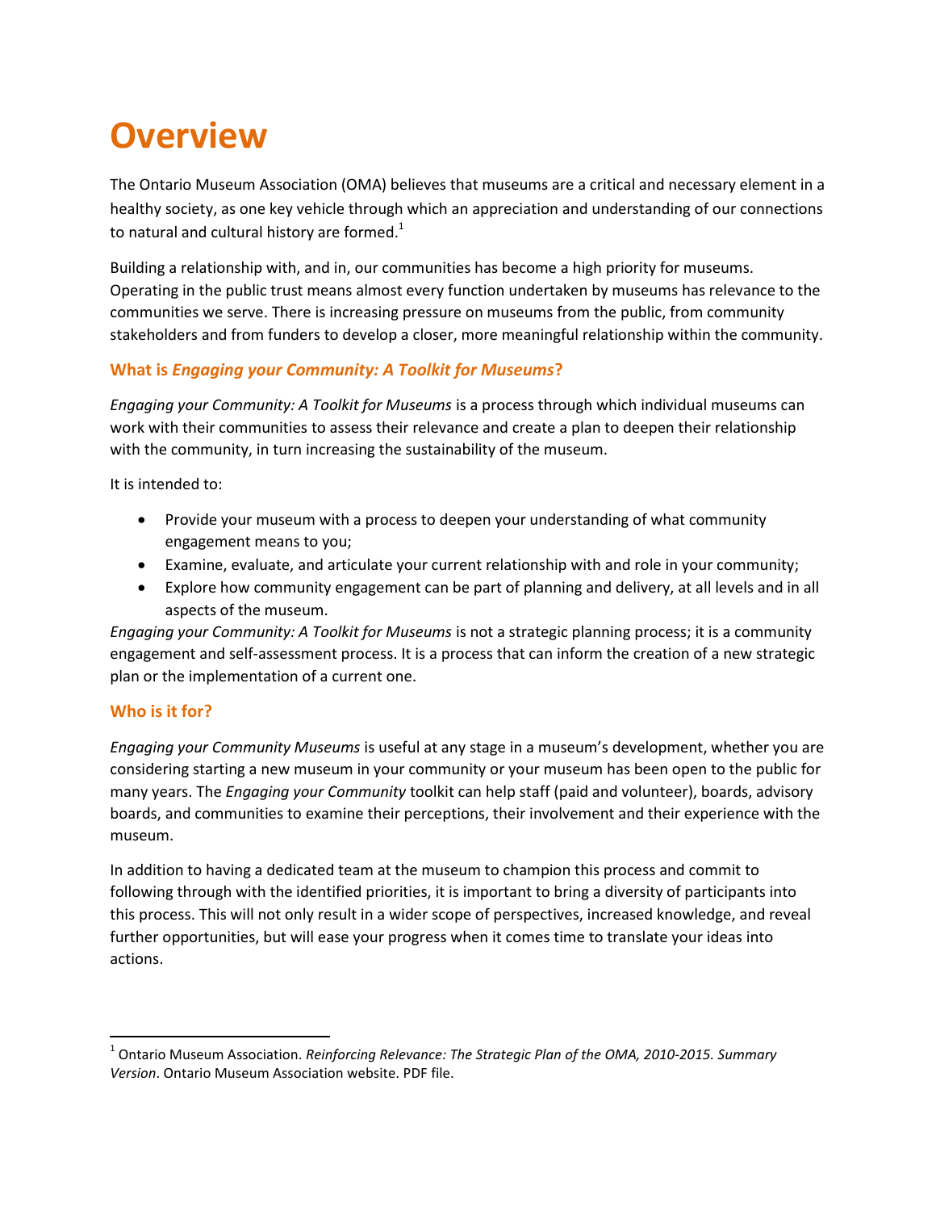# Overview

The Ontario Museum Association (OMA) believes that museums are a critical and necessary element in a healthy society, as one key vehicle through which an appreciation and understanding of our connections to natural and cultural history are formed.[1]

Building a relationship with, and in, our communities has become a high priority for museums. Operating in the public trust means almost every function undertaken by museums has relevance to the communities we serve. There is increasing pressure on museums from the public, from community stakeholders and from funders to develop a closer, more meaningful relationship within the community.

### What is *Engaging your Community: A Toolkit for Museums*?

*Engaging your Community: A Toolkit for Museums* is a process through which individual museums can work with their communities to assess their relevance and create a plan to deepen their relationship with the community, in turn increasing the sustainability of the museum.

It is intended to:

- Provide your museum with a process to deepen your understanding of what community engagement means to you;
- Examine, evaluate, and articulate your current relationship with and role in your community;
- Explore how community engagement can be part of planning and delivery, at all levels and in all aspects of the museum.

*Engaging your Community: A Toolkit for Museums* is not a strategic planning process; it is a community engagement and self-assessment process. It is a process that can inform the creation of a new strategic plan or the implementation of a current one.

### Who is it for?

*Engaging your Community Museums* is useful at any stage in a museum's development, whether you are considering starting a new museum in your community or your museum has been open to the public for many years. The *Engaging your Community* toolkit can help staff (paid and volunteer), boards, advisory boards, and communities to examine their perceptions, their involvement and their experience with the museum.

In addition to having a dedicated team at the museum to champion this process and commit to following through with the identified priorities, it is important to bring a diversity of participants into this process. This will not only result in a wider scope of perspectives, increased knowledge, and reveal further opportunities, but will ease your progress when it comes time to translate your ideas into actions.

---

[1] Ontario Museum Association. *Reinforcing Relevance: The Strategic Plan of the OMA, 2010-2015. Summary Version*. Ontario Museum Association website. PDF file.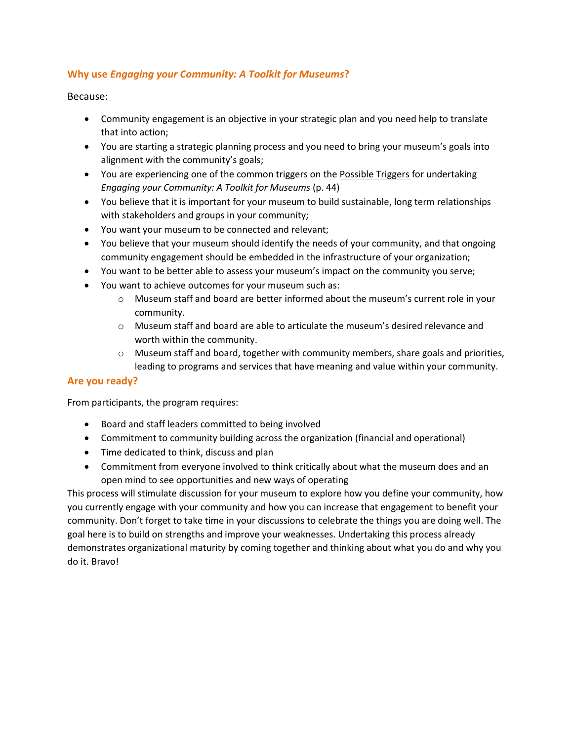## Why use *Engaging your Community: A Toolkit for Museums*?

Because:

- Community engagement is an objective in your strategic plan and you need help to translate that into action;
- You are starting a strategic planning process and you need to bring your museum's goals into alignment with the community's goals;
- You are experiencing one of the common triggers on the Possible Triggers for undertaking *Engaging your Community: A Toolkit for Museums* (p. 44)
- You believe that it is important for your museum to build sustainable, long term relationships with stakeholders and groups in your community;
- You want your museum to be connected and relevant;
- You believe that your museum should identify the needs of your community, and that ongoing community engagement should be embedded in the infrastructure of your organization;
- You want to be better able to assess your museum's impact on the community you serve;
- You want to achieve outcomes for your museum such as:
    - Museum staff and board are better informed about the museum's current role in your community.
    - Museum staff and board are able to articulate the museum's desired relevance and worth within the community.
    - Museum staff and board, together with community members, share goals and priorities, leading to programs and services that have meaning and value within your community.

## Are you ready?

From participants, the program requires:

- Board and staff leaders committed to being involved
- Commitment to community building across the organization (financial and operational)
- Time dedicated to think, discuss and plan
- Commitment from everyone involved to think critically about what the museum does and an open mind to see opportunities and new ways of operating

This process will stimulate discussion for your museum to explore how you define your community, how you currently engage with your community and how you can increase that engagement to benefit your community. Don't forget to take time in your discussions to celebrate the things you are doing well. The goal here is to build on strengths and improve your weaknesses. Undertaking this process already demonstrates organizational maturity by coming together and thinking about what you do and why you do it. Bravo!